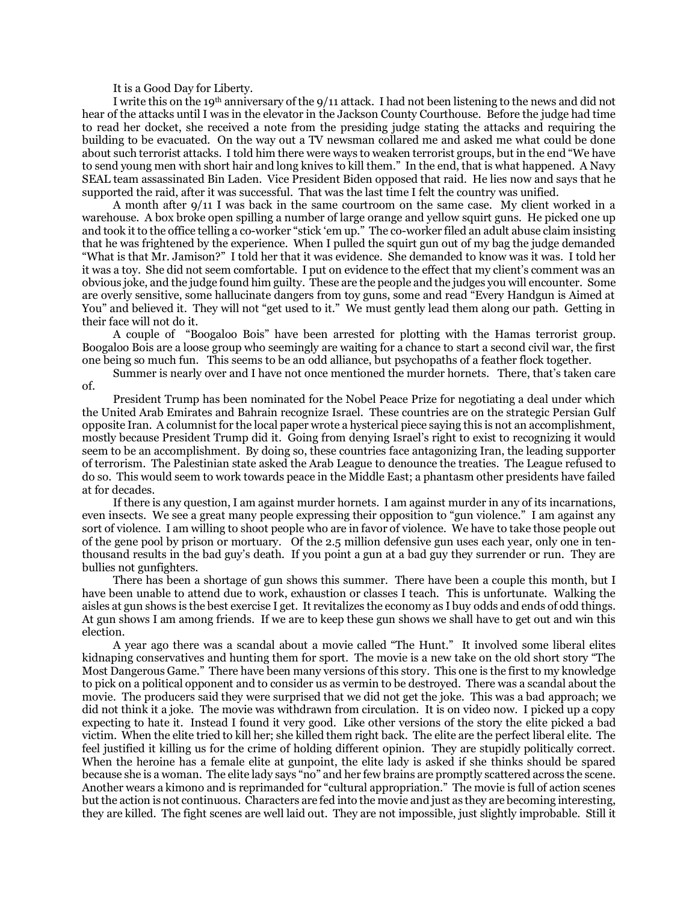It is a Good Day for Liberty.

I write this on the 19th anniversary of the 9/11 attack. I had not been listening to the news and did not hear of the attacks until I was in the elevator in the Jackson County Courthouse. Before the judge had time to read her docket, she received a note from the presiding judge stating the attacks and requiring the building to be evacuated. On the way out a TV newsman collared me and asked me what could be done about such terrorist attacks. I told him there were ways to weaken terrorist groups, but in the end "We have to send young men with short hair and long knives to kill them." In the end, that is what happened. A Navy SEAL team assassinated Bin Laden. Vice President Biden opposed that raid. He lies now and says that he supported the raid, after it was successful. That was the last time I felt the country was unified.

A month after 9/11 I was back in the same courtroom on the same case. My client worked in a warehouse. A box broke open spilling a number of large orange and yellow squirt guns. He picked one up and took it to the office telling a co-worker "stick 'em up." The co-worker filed an adult abuse claim insisting that he was frightened by the experience. When I pulled the squirt gun out of my bag the judge demanded "What is that Mr. Jamison?" I told her that it was evidence. She demanded to know was it was. I told her it was a toy. She did not seem comfortable. I put on evidence to the effect that my client's comment was an obvious joke, and the judge found him guilty. These are the people and the judges you will encounter. Some are overly sensitive, some hallucinate dangers from toy guns, some and read "Every Handgun is Aimed at You" and believed it. They will not "get used to it." We must gently lead them along our path. Getting in their face will not do it.

A couple of "Boogaloo Bois" have been arrested for plotting with the Hamas terrorist group. Boogaloo Bois are a loose group who seemingly are waiting for a chance to start a second civil war, the first one being so much fun. This seems to be an odd alliance, but psychopaths of a feather flock together.

Summer is nearly over and I have not once mentioned the murder hornets. There, that's taken care of.

President Trump has been nominated for the Nobel Peace Prize for negotiating a deal under which the United Arab Emirates and Bahrain recognize Israel. These countries are on the strategic Persian Gulf opposite Iran. A columnist for the local paper wrote a hysterical piece saying this is not an accomplishment, mostly because President Trump did it. Going from denying Israel's right to exist to recognizing it would seem to be an accomplishment. By doing so, these countries face antagonizing Iran, the leading supporter of terrorism. The Palestinian state asked the Arab League to denounce the treaties. The League refused to do so. This would seem to work towards peace in the Middle East; a phantasm other presidents have failed at for decades.

If there is any question, I am against murder hornets. I am against murder in any of its incarnations, even insects. We see a great many people expressing their opposition to "gun violence." I am against any sort of violence. I am willing to shoot people who are in favor of violence. We have to take those people out of the gene pool by prison or mortuary. Of the 2.5 million defensive gun uses each year, only one in ten-thousand results in the bad guy's death. If you point a gun at a bad guy they surrender or run. They are bullies not gunfighters.

There has been a shortage of gun shows this summer. There have been a couple this month, but I have been unable to attend due to work, exhaustion or classes I teach. This is unfortunate. Walking the aisles at gun shows is the best exercise I get. It revitalizes the economy as I buy odds and ends of odd things. At gun shows I am among friends. If we are to keep these gun shows we shall have to get out and win this election.

A year ago there was a scandal about a movie called "The Hunt." It involved some liberal elites kidnaping conservatives and hunting them for sport. The movie is a new take on the old short story "The Most Dangerous Game." There have been many versions of this story. This one is the first to my knowledge to pick on a political opponent and to consider us as vermin to be destroyed. There was a scandal about the movie. The producers said they were surprised that we did not get the joke. This was a bad approach; we did not think it a joke. The movie was withdrawn from circulation. It is on video now. I picked up a copy expecting to hate it. Instead I found it very good. Like other versions of the story the elite picked a bad victim. When the elite tried to kill her; she killed them right back. The elite are the perfect liberal elite. The feel justified it killing us for the crime of holding different opinion. They are stupidly politically correct. When the heroine has a female elite at gunpoint, the elite lady is asked if she thinks should be spared because she is a woman. The elite lady says "no" and her few brains are promptly scattered across the scene. Another wears a kimono and is reprimanded for "cultural appropriation." The movie is full of action scenes but the action is not continuous. Characters are fed into the movie and just as they are becoming interesting, they are killed. The fight scenes are well laid out. They are not impossible, just slightly improbable. Still it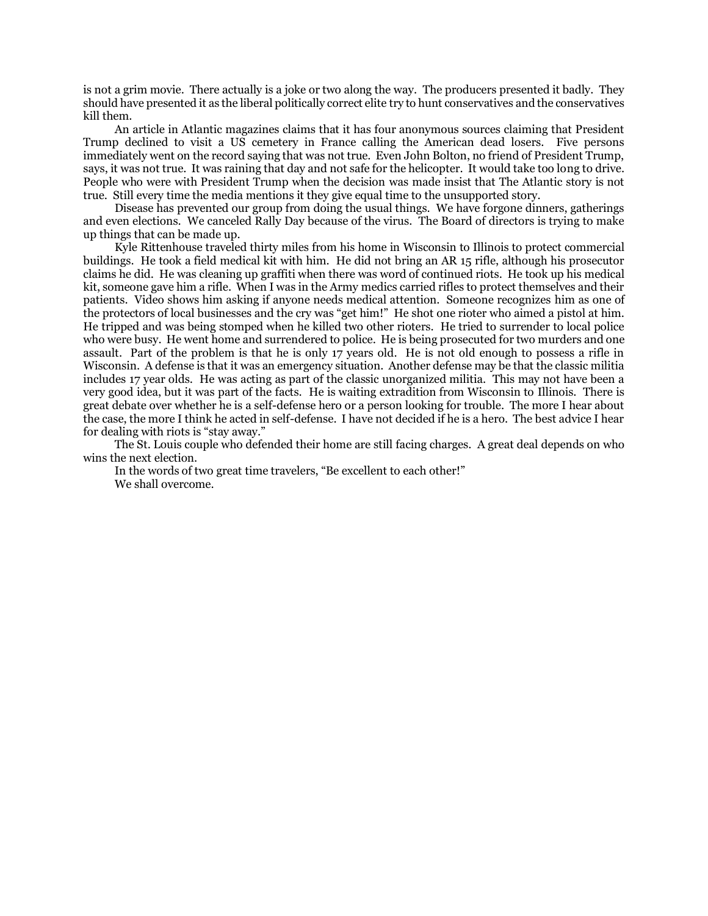is not a grim movie. There actually is a joke or two along the way. The producers presented it badly. They should have presented it as the liberal politically correct elite try to hunt conservatives and the conservatives kill them.

An article in Atlantic magazines claims that it has four anonymous sources claiming that President Trump declined to visit a US cemetery in France calling the American dead losers. Five persons immediately went on the record saying that was not true. Even John Bolton, no friend of President Trump, says, it was not true. It was raining that day and not safe for the helicopter. It would take too long to drive. People who were with President Trump when the decision was made insist that The Atlantic story is not true. Still every time the media mentions it they give equal time to the unsupported story.

Disease has prevented our group from doing the usual things. We have forgone dinners, gatherings and even elections. We canceled Rally Day because of the virus. The Board of directors is trying to make up things that can be made up.

Kyle Rittenhouse traveled thirty miles from his home in Wisconsin to Illinois to protect commercial buildings. He took a field medical kit with him. He did not bring an AR 15 rifle, although his prosecutor claims he did. He was cleaning up graffiti when there was word of continued riots. He took up his medical kit, someone gave him a rifle. When I was in the Army medics carried rifles to protect themselves and their patients. Video shows him asking if anyone needs medical attention. Someone recognizes him as one of the protectors of local businesses and the cry was "get him!" He shot one rioter who aimed a pistol at him. He tripped and was being stomped when he killed two other rioters. He tried to surrender to local police who were busy. He went home and surrendered to police. He is being prosecuted for two murders and one assault. Part of the problem is that he is only 17 years old. He is not old enough to possess a rifle in Wisconsin. A defense is that it was an emergency situation. Another defense may be that the classic militia includes 17 year olds. He was acting as part of the classic unorganized militia. This may not have been a very good idea, but it was part of the facts. He is waiting extradition from Wisconsin to Illinois. There is great debate over whether he is a self-defense hero or a person looking for trouble. The more I hear about the case, the more I think he acted in self-defense. I have not decided if he is a hero. The best advice I hear for dealing with riots is "stay away."

The St. Louis couple who defended their home are still facing charges. A great deal depends on who wins the next election.

In the words of two great time travelers, "Be excellent to each other!"

We shall overcome.